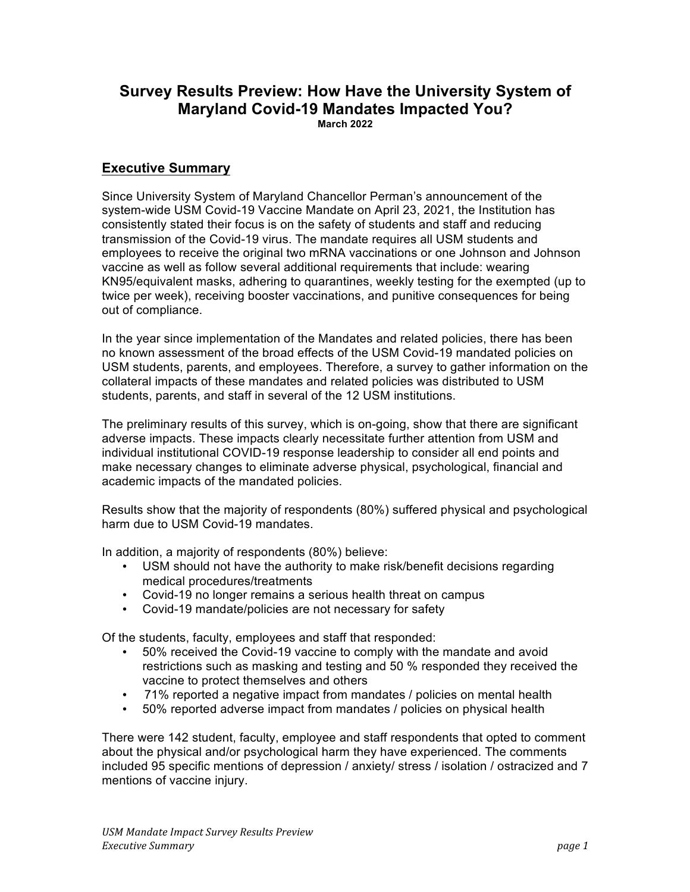# Survey Results Preview: How Have the University System of Maryland Covid-19 Mandates Impacted You?

**March 2022**

## Executive Summary

Since University System of Maryland Chancellor Perman's announcement of the system-wide USM Covid-19 Vaccine Mandate on April 23, 2021, the Institution has consistently stated their focus is on the safety of students and staff and reducing transmission of the Covid-19 virus. The mandate requires all USM students and employees to receive the original two mRNA vaccinations or one Johnson and Johnson vaccine as well as follow several additional requirements that include: wearing KN95/equivalent masks, adhering to quarantines, weekly testing for the exempted (up to twice per week), receiving booster vaccinations, and punitive consequences for being out of compliance.

In the year since implementation of the Mandates and related policies, there has been no known assessment of the broad effects of the USM Covid-19 mandated policies on USM students, parents, and employees. Therefore, a survey to gather information on the collateral impacts of these mandates and related policies was distributed to USM students, parents, and staff in several of the 12 USM institutions.

The preliminary results of this survey, which is on-going, show that there are significant adverse impacts. These impacts clearly necessitate further attention from USM and individual institutional COVID-19 response leadership to consider all end points and make necessary changes to eliminate adverse physical, psychological, financial and academic impacts of the mandated policies.

Results show that the majority of respondents (80%) suffered physical and psychological harm due to USM Covid-19 mandates.

In addition, a majority of respondents (80%) believe:

- USM should not have the authority to make risk/benefit decisions regarding medical procedures/treatments
- Covid-19 no longer remains a serious health threat on campus
- Covid-19 mandate/policies are not necessary for safety

Of the students, faculty, employees and staff that responded:

- 50% received the Covid-19 vaccine to comply with the mandate and avoid restrictions such as masking and testing and 50 % responded they received the vaccine to protect themselves and others
- 71% reported a negative impact from mandates / policies on mental health
- 50% reported adverse impact from mandates / policies on physical health

There were 142 student, faculty, employee and staff respondents that opted to comment about the physical and/or psychological harm they have experienced. The comments included 95 specific mentions of depression / anxiety/ stress / isolation / ostracized and 7 mentions of vaccine injury.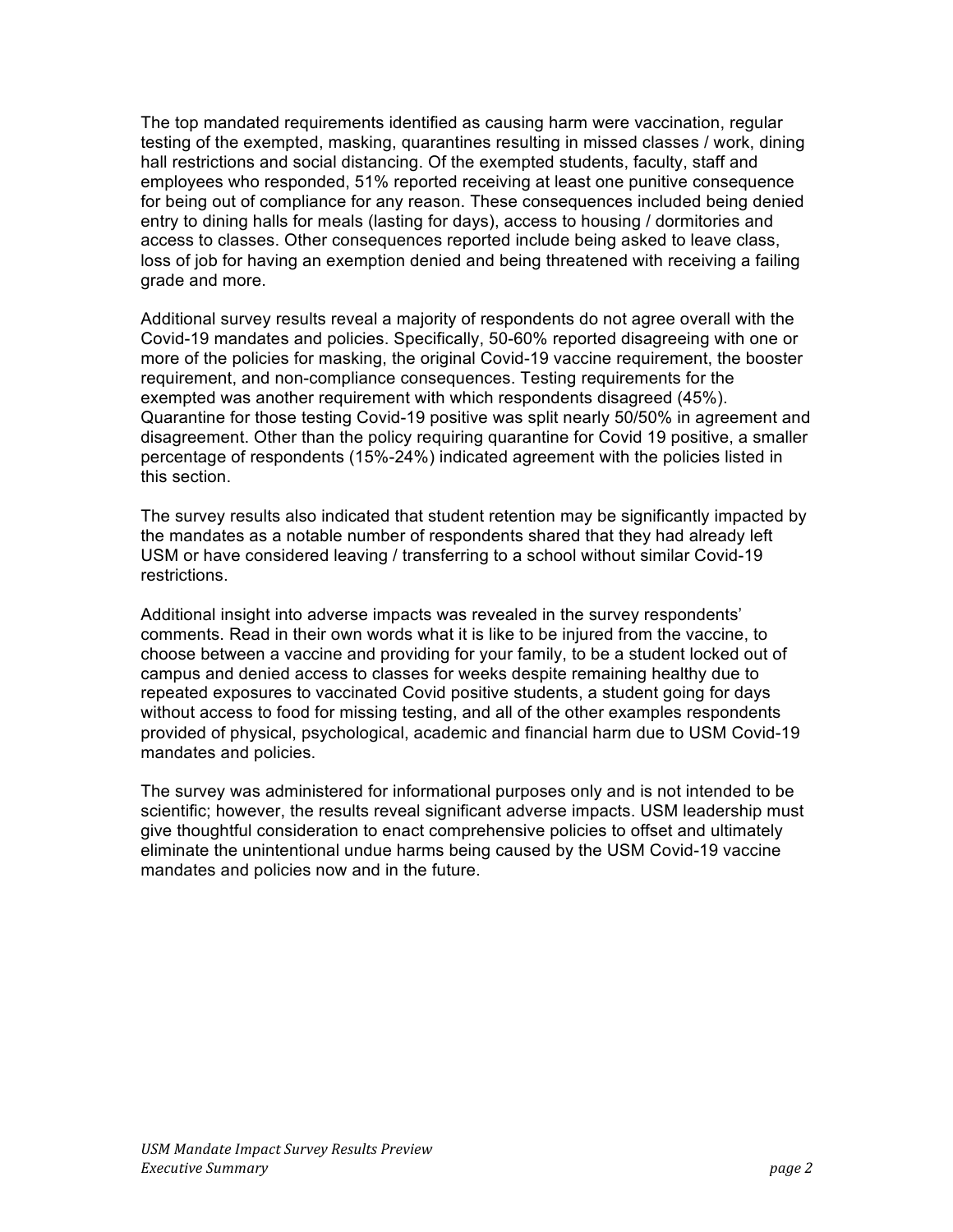The top mandated requirements identified as causing harm were vaccination, regular testing of the exempted, masking, quarantines resulting in missed classes / work, dining hall restrictions and social distancing. Of the exempted students, faculty, staff and employees who responded, 51% reported receiving at least one punitive consequence for being out of compliance for any reason. These consequences included being denied entry to dining halls for meals (lasting for days), access to housing / dormitories and access to classes. Other consequences reported include being asked to leave class, loss of job for having an exemption denied and being threatened with receiving a failing grade and more.

Additional survey results reveal a majority of respondents do not agree overall with the Covid-19 mandates and policies. Specifically, 50-60% reported disagreeing with one or more of the policies for masking, the original Covid-19 vaccine requirement, the booster requirement, and non-compliance consequences. Testing requirements for the exempted was another requirement with which respondents disagreed (45%). Quarantine for those testing Covid-19 positive was split nearly 50/50% in agreement and disagreement. Other than the policy requiring quarantine for Covid 19 positive, a smaller percentage of respondents (15%-24%) indicated agreement with the policies listed in this section.

The survey results also indicated that student retention may be significantly impacted by the mandates as a notable number of respondents shared that they had already left USM or have considered leaving / transferring to a school without similar Covid-19 restrictions.

Additional insight into adverse impacts was revealed in the survey respondents' comments. Read in their own words what it is like to be injured from the vaccine, to choose between a vaccine and providing for your family, to be a student locked out of campus and denied access to classes for weeks despite remaining healthy due to repeated exposures to vaccinated Covid positive students, a student going for days without access to food for missing testing, and all of the other examples respondents provided of physical, psychological, academic and financial harm due to USM Covid-19 mandates and policies.

The survey was administered for informational purposes only and is not intended to be scientific; however, the results reveal significant adverse impacts. USM leadership must give thoughtful consideration to enact comprehensive policies to offset and ultimately eliminate the unintentional undue harms being caused by the USM Covid-19 vaccine mandates and policies now and in the future.